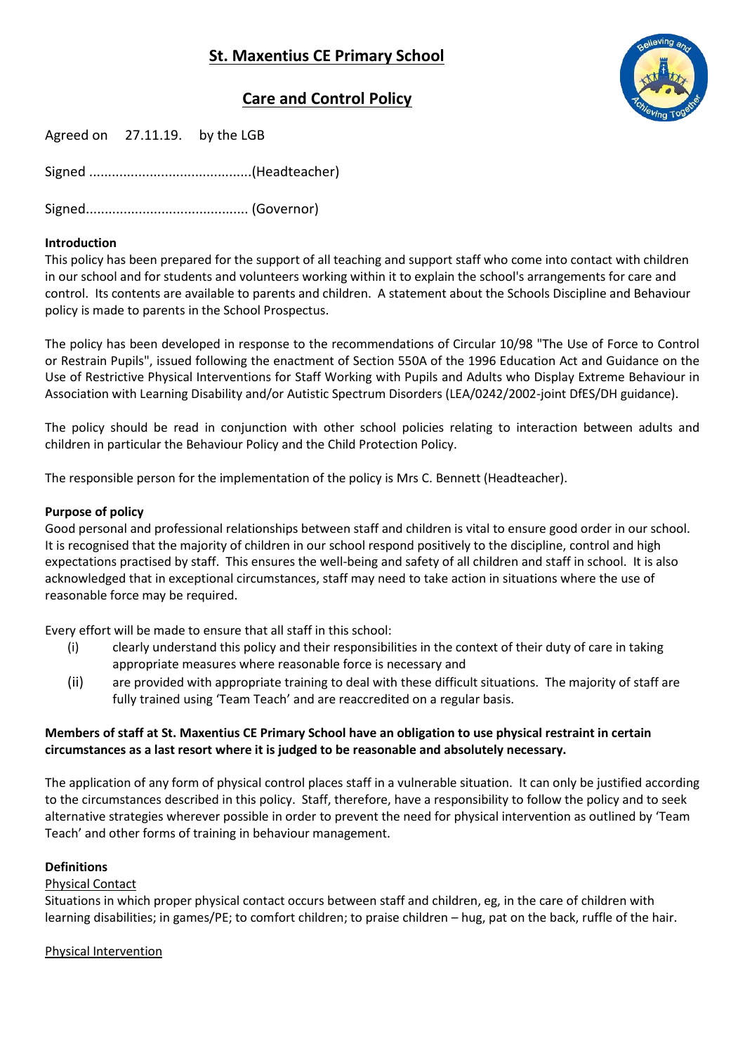# St. Maxentius CE Primary School

## Care and Control Policy

Agreed on 27.11.19. by the LGB

Signed ..........................................(Headteacher)

Signed.......................................... (Governor)

**Introduction**

This policy has been prepared for the support of all teaching and support staff who come into contact with children in our school and for students and volunteers working within it to explain the school's arrangements for care and control. Its contents are available to parents and children. A statement about the Schools Discipline and Behaviour policy is made to parents in the School Prospectus.

The policy has been developed in response to the recommendations of Circular 10/98 "The Use of Force to Control or Restrain Pupils", issued following the enactment of Section 550A of the 1996 Education Act and Guidance on the Use of Restrictive Physical Interventions for Staff Working with Pupils and Adults who Display Extreme Behaviour in Association with Learning Disability and/or Autistic Spectrum Disorders (LEA/0242/2002-joint DfES/DH guidance).

The policy should be read in conjunction with other school policies relating to interaction between adults and children in particular the Behaviour Policy and the Child Protection Policy.

The responsible person for the implementation of the policy is Mrs C. Bennett (Headteacher).

**Purpose of policy**

Good personal and professional relationships between staff and children is vital to ensure good order in our school. It is recognised that the majority of children in our school respond positively to the discipline, control and high expectations practised by staff. This ensures the well-being and safety of all children and staff in school. It is also acknowledged that in exceptional circumstances, staff may need to take action in situations where the use of reasonable force may be required.

Every effort will be made to ensure that all staff in this school:

(i) clearly understand this policy and their responsibilities in the context of their duty of care in taking appropriate measures where reasonable force is necessary and

(ii) are provided with appropriate training to deal with these difficult situations. The majority of staff are fully trained using 'Team Teach' and are reaccredited on a regular basis.

**Members of staff at St. Maxentius CE Primary School have an obligation to use physical restraint in certain circumstances as a last resort where it is judged to be reasonable and absolutely necessary.**

The application of any form of physical control places staff in a vulnerable situation. It can only be justified according to the circumstances described in this policy. Staff, therefore, have a responsibility to follow the policy and to seek alternative strategies wherever possible in order to prevent the need for physical intervention as outlined by 'Team Teach' and other forms of training in behaviour management.

**Definitions**

Physical Contact

Situations in which proper physical contact occurs between staff and children, eg, in the care of children with learning disabilities; in games/PE; to comfort children; to praise children – hug, pat on the back, ruffle of the hair.

Physical Intervention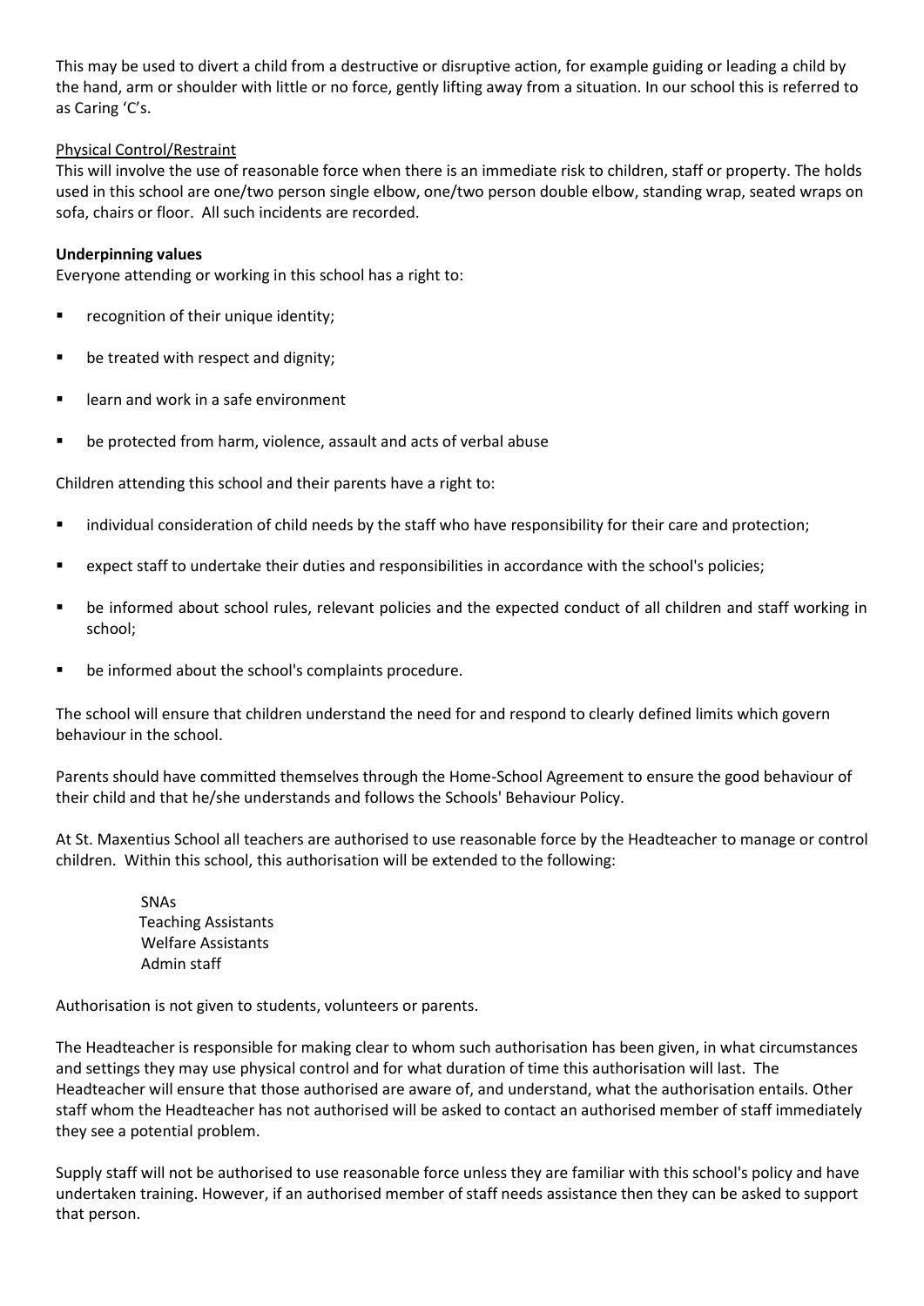This may be used to divert a child from a destructive or disruptive action, for example guiding or leading a child by the hand, arm or shoulder with little or no force, gently lifting away from a situation. In our school this is referred to as Caring 'C's.

Physical Control/Restraint

This will involve the use of reasonable force when there is an immediate risk to children, staff or property. The holds used in this school are one/two person single elbow, one/two person double elbow, standing wrap, seated wraps on sofa, chairs or floor. All such incidents are recorded.

**Underpinning values**

Everyone attending or working in this school has a right to:

- recognition of their unique identity;
- be treated with respect and dignity;
- learn and work in a safe environment
- be protected from harm, violence, assault and acts of verbal abuse

Children attending this school and their parents have a right to:

- individual consideration of child needs by the staff who have responsibility for their care and protection;
- expect staff to undertake their duties and responsibilities in accordance with the school's policies;
- be informed about school rules, relevant policies and the expected conduct of all children and staff working in school;
- be informed about the school's complaints procedure.

The school will ensure that children understand the need for and respond to clearly defined limits which govern behaviour in the school.

Parents should have committed themselves through the Home-School Agreement to ensure the good behaviour of their child and that he/she understands and follows the Schools' Behaviour Policy.

At St. Maxentius School all teachers are authorised to use reasonable force by the Headteacher to manage or control children. Within this school, this authorisation will be extended to the following:

SNAs
Teaching Assistants
Welfare Assistants
Admin staff

Authorisation is not given to students, volunteers or parents.

The Headteacher is responsible for making clear to whom such authorisation has been given, in what circumstances and settings they may use physical control and for what duration of time this authorisation will last. The Headteacher will ensure that those authorised are aware of, and understand, what the authorisation entails. Other staff whom the Headteacher has not authorised will be asked to contact an authorised member of staff immediately they see a potential problem.

Supply staff will not be authorised to use reasonable force unless they are familiar with this school's policy and have undertaken training. However, if an authorised member of staff needs assistance then they can be asked to support that person.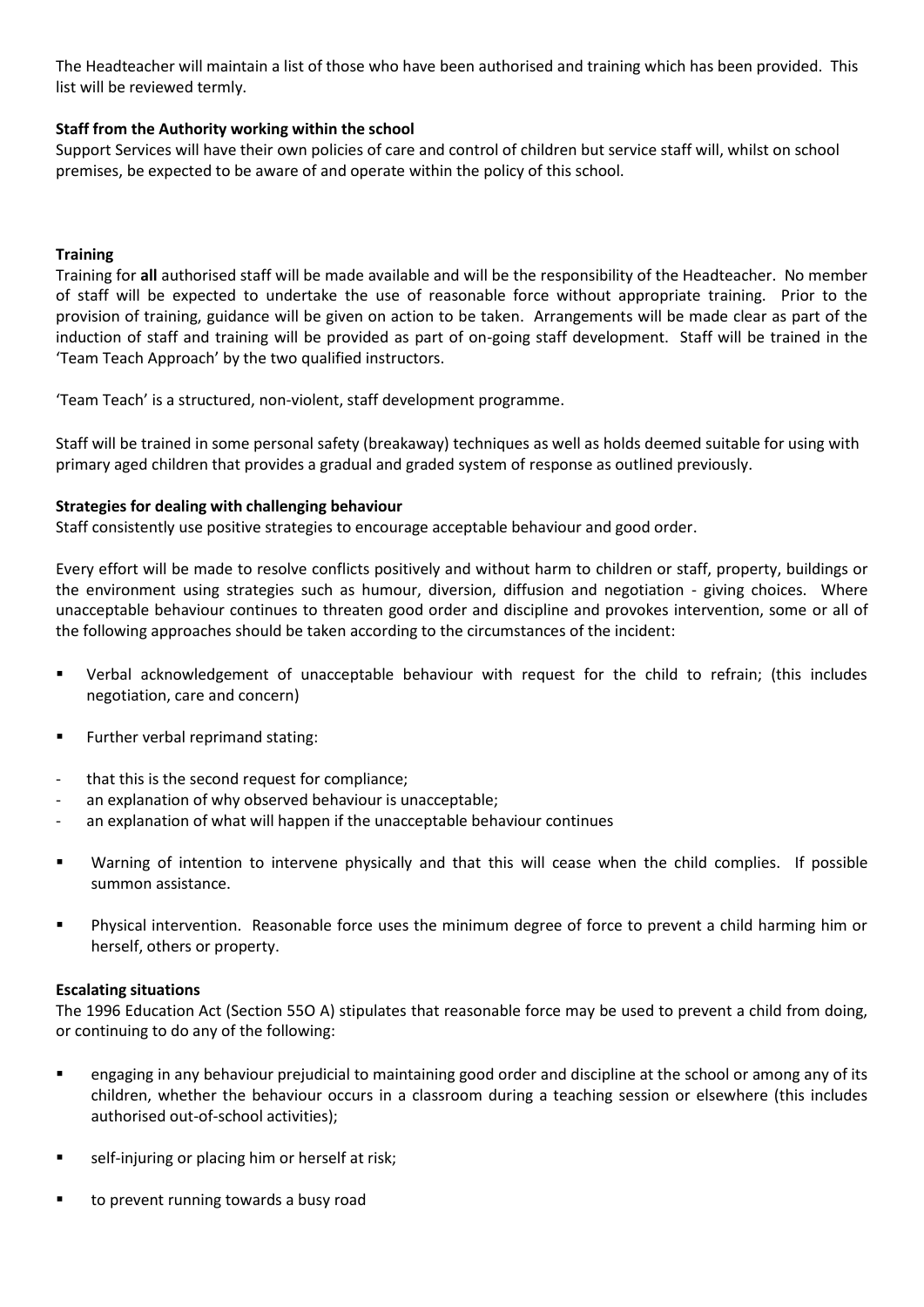The Headteacher will maintain a list of those who have been authorised and training which has been provided. This list will be reviewed termly.

**Staff from the Authority working within the school**

Support Services will have their own policies of care and control of children but service staff will, whilst on school premises, be expected to be aware of and operate within the policy of this school.

**Training**

Training for **all** authorised staff will be made available and will be the responsibility of the Headteacher. No member of staff will be expected to undertake the use of reasonable force without appropriate training. Prior to the provision of training, guidance will be given on action to be taken. Arrangements will be made clear as part of the induction of staff and training will be provided as part of on-going staff development. Staff will be trained in the 'Team Teach Approach' by the two qualified instructors.

'Team Teach' is a structured, non-violent, staff development programme.

Staff will be trained in some personal safety (breakaway) techniques as well as holds deemed suitable for using with primary aged children that provides a gradual and graded system of response as outlined previously.

**Strategies for dealing with challenging behaviour**

Staff consistently use positive strategies to encourage acceptable behaviour and good order.

Every effort will be made to resolve conflicts positively and without harm to children or staff, property, buildings or the environment using strategies such as humour, diversion, diffusion and negotiation - giving choices. Where unacceptable behaviour continues to threaten good order and discipline and provokes intervention, some or all of the following approaches should be taken according to the circumstances of the incident:

- Verbal acknowledgement of unacceptable behaviour with request for the child to refrain; (this includes negotiation, care and concern)
- Further verbal reprimand stating:

  - that this is the second request for compliance;
  - an explanation of why observed behaviour is unacceptable;
  - an explanation of what will happen if the unacceptable behaviour continues

- Warning of intention to intervene physically and that this will cease when the child complies. If possible summon assistance.
- Physical intervention. Reasonable force uses the minimum degree of force to prevent a child harming him or herself, others or property.

**Escalating situations**

The 1996 Education Act (Section 55O A) stipulates that reasonable force may be used to prevent a child from doing, or continuing to do any of the following:

- engaging in any behaviour prejudicial to maintaining good order and discipline at the school or among any of its children, whether the behaviour occurs in a classroom during a teaching session or elsewhere (this includes authorised out-of-school activities);
- self-injuring or placing him or herself at risk;
- to prevent running towards a busy road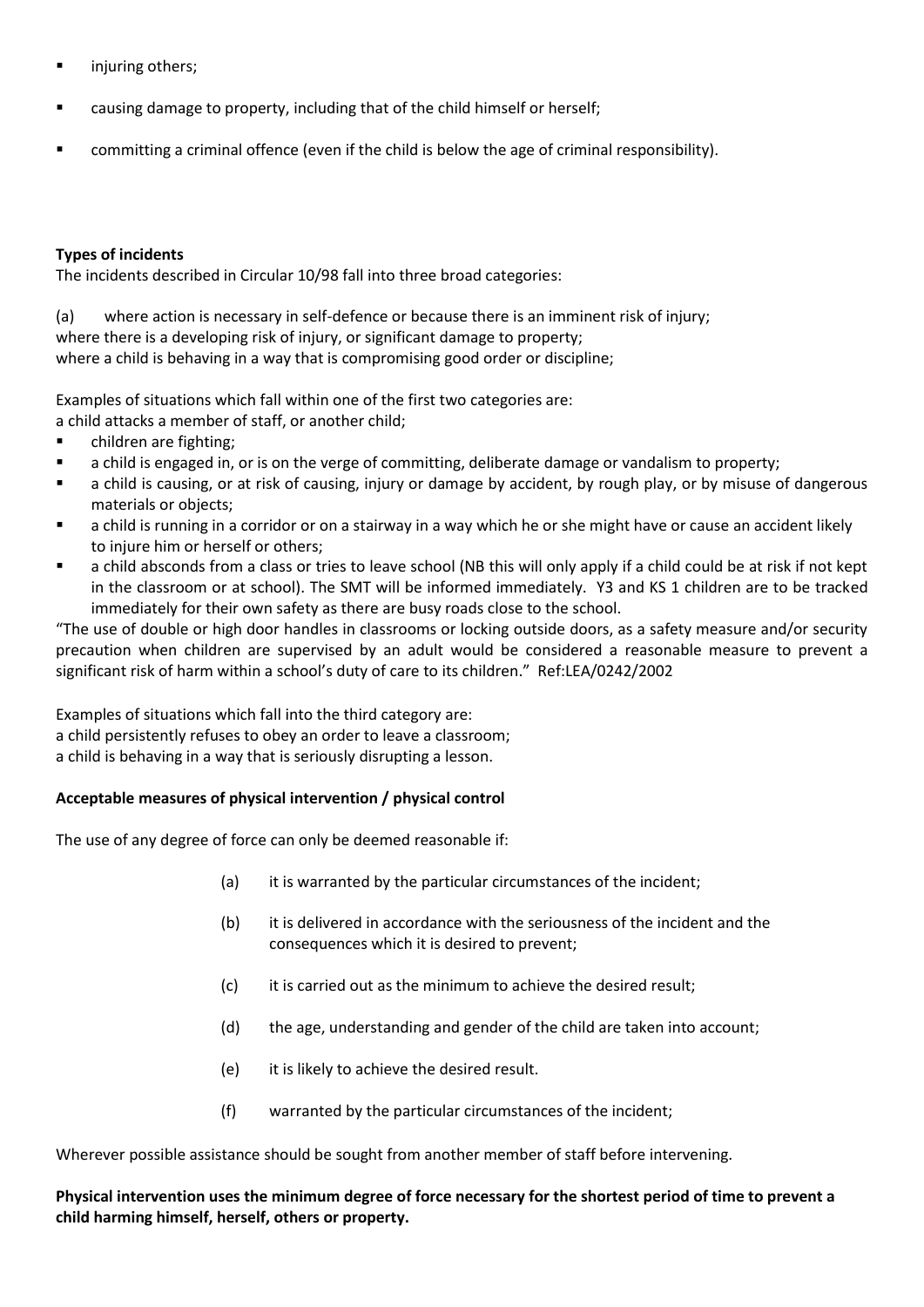- injuring others;
- causing damage to property, including that of the child himself or herself;
- committing a criminal offence (even if the child is below the age of criminal responsibility).

**Types of incidents**

The incidents described in Circular 10/98 fall into three broad categories:

(a) where action is necessary in self-defence or because there is an imminent risk of injury;
where there is a developing risk of injury, or significant damage to property;
where a child is behaving in a way that is compromising good order or discipline;

Examples of situations which fall within one of the first two categories are:
a child attacks a member of staff, or another child;

- children are fighting;
- a child is engaged in, or is on the verge of committing, deliberate damage or vandalism to property;
- a child is causing, or at risk of causing, injury or damage by accident, by rough play, or by misuse of dangerous materials or objects;
- a child is running in a corridor or on a stairway in a way which he or she might have or cause an accident likely to injure him or herself or others;
- a child absconds from a class or tries to leave school (NB this will only apply if a child could be at risk if not kept in the classroom or at school). The SMT will be informed immediately. Y3 and KS 1 children are to be tracked immediately for their own safety as there are busy roads close to the school.

"The use of double or high door handles in classrooms or locking outside doors, as a safety measure and/or security precaution when children are supervised by an adult would be considered a reasonable measure to prevent a significant risk of harm within a school's duty of care to its children." Ref:LEA/0242/2002

Examples of situations which fall into the third category are:
a child persistently refuses to obey an order to leave a classroom;
a child is behaving in a way that is seriously disrupting a lesson.

**Acceptable measures of physical intervention / physical control**

The use of any degree of force can only be deemed reasonable if:

(a) it is warranted by the particular circumstances of the incident;

(b) it is delivered in accordance with the seriousness of the incident and the consequences which it is desired to prevent;

(c) it is carried out as the minimum to achieve the desired result;

(d) the age, understanding and gender of the child are taken into account;

(e) it is likely to achieve the desired result.

(f) warranted by the particular circumstances of the incident;

Wherever possible assistance should be sought from another member of staff before intervening.

**Physical intervention uses the minimum degree of force necessary for the shortest period of time to prevent a child harming himself, herself, others or property.**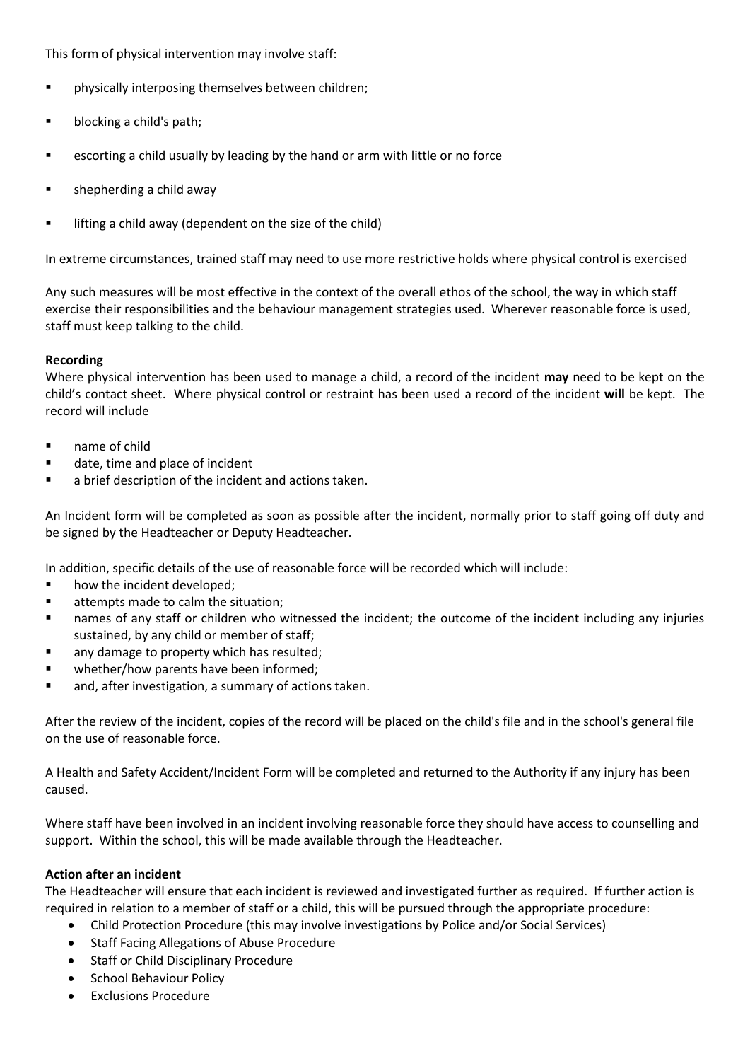This form of physical intervention may involve staff:

- physically interposing themselves between children;
- blocking a child's path;
- escorting a child usually by leading by the hand or arm with little or no force
- shepherding a child away
- lifting a child away (dependent on the size of the child)

In extreme circumstances, trained staff may need to use more restrictive holds where physical control is exercised

Any such measures will be most effective in the context of the overall ethos of the school, the way in which staff exercise their responsibilities and the behaviour management strategies used. Wherever reasonable force is used, staff must keep talking to the child.

**Recording**

Where physical intervention has been used to manage a child, a record of the incident **may** need to be kept on the child's contact sheet. Where physical control or restraint has been used a record of the incident **will** be kept. The record will include

- name of child
- date, time and place of incident
- a brief description of the incident and actions taken.

An Incident form will be completed as soon as possible after the incident, normally prior to staff going off duty and be signed by the Headteacher or Deputy Headteacher.

In addition, specific details of the use of reasonable force will be recorded which will include:

- how the incident developed;
- attempts made to calm the situation;
- names of any staff or children who witnessed the incident; the outcome of the incident including any injuries sustained, by any child or member of staff;
- any damage to property which has resulted;
- whether/how parents have been informed;
- and, after investigation, a summary of actions taken.

After the review of the incident, copies of the record will be placed on the child's file and in the school's general file on the use of reasonable force.

A Health and Safety Accident/Incident Form will be completed and returned to the Authority if any injury has been caused.

Where staff have been involved in an incident involving reasonable force they should have access to counselling and support. Within the school, this will be made available through the Headteacher.

**Action after an incident**

The Headteacher will ensure that each incident is reviewed and investigated further as required. If further action is required in relation to a member of staff or a child, this will be pursued through the appropriate procedure:

- Child Protection Procedure (this may involve investigations by Police and/or Social Services)
- Staff Facing Allegations of Abuse Procedure
- Staff or Child Disciplinary Procedure
- School Behaviour Policy
- Exclusions Procedure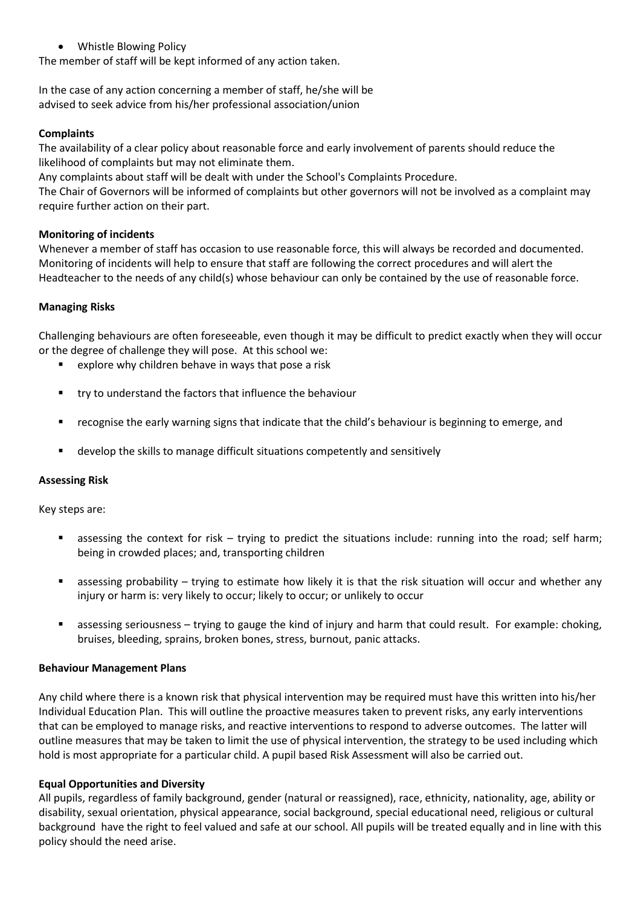- Whistle Blowing Policy

The member of staff will be kept informed of any action taken.

In the case of any action concerning a member of staff, he/she will be advised to seek advice from his/her professional association/union

**Complaints**

The availability of a clear policy about reasonable force and early involvement of parents should reduce the likelihood of complaints but may not eliminate them.

Any complaints about staff will be dealt with under the School's Complaints Procedure.

The Chair of Governors will be informed of complaints but other governors will not be involved as a complaint may require further action on their part.

**Monitoring of incidents**

Whenever a member of staff has occasion to use reasonable force, this will always be recorded and documented. Monitoring of incidents will help to ensure that staff are following the correct procedures and will alert the Headteacher to the needs of any child(s) whose behaviour can only be contained by the use of reasonable force.

**Managing Risks**

Challenging behaviours are often foreseeable, even though it may be difficult to predict exactly when they will occur or the degree of challenge they will pose. At this school we:

- explore why children behave in ways that pose a risk
- try to understand the factors that influence the behaviour
- recognise the early warning signs that indicate that the child's behaviour is beginning to emerge, and
- develop the skills to manage difficult situations competently and sensitively

**Assessing Risk**

Key steps are:

- assessing the context for risk – trying to predict the situations include: running into the road; self harm; being in crowded places; and, transporting children
- assessing probability – trying to estimate how likely it is that the risk situation will occur and whether any injury or harm is: very likely to occur; likely to occur; or unlikely to occur
- assessing seriousness – trying to gauge the kind of injury and harm that could result. For example: choking, bruises, bleeding, sprains, broken bones, stress, burnout, panic attacks.

**Behaviour Management Plans**

Any child where there is a known risk that physical intervention may be required must have this written into his/her Individual Education Plan. This will outline the proactive measures taken to prevent risks, any early interventions that can be employed to manage risks, and reactive interventions to respond to adverse outcomes. The latter will outline measures that may be taken to limit the use of physical intervention, the strategy to be used including which hold is most appropriate for a particular child. A pupil based Risk Assessment will also be carried out.

**Equal Opportunities and Diversity**

All pupils, regardless of family background, gender (natural or reassigned), race, ethnicity, nationality, age, ability or disability, sexual orientation, physical appearance, social background, special educational need, religious or cultural background have the right to feel valued and safe at our school. All pupils will be treated equally and in line with this policy should the need arise.